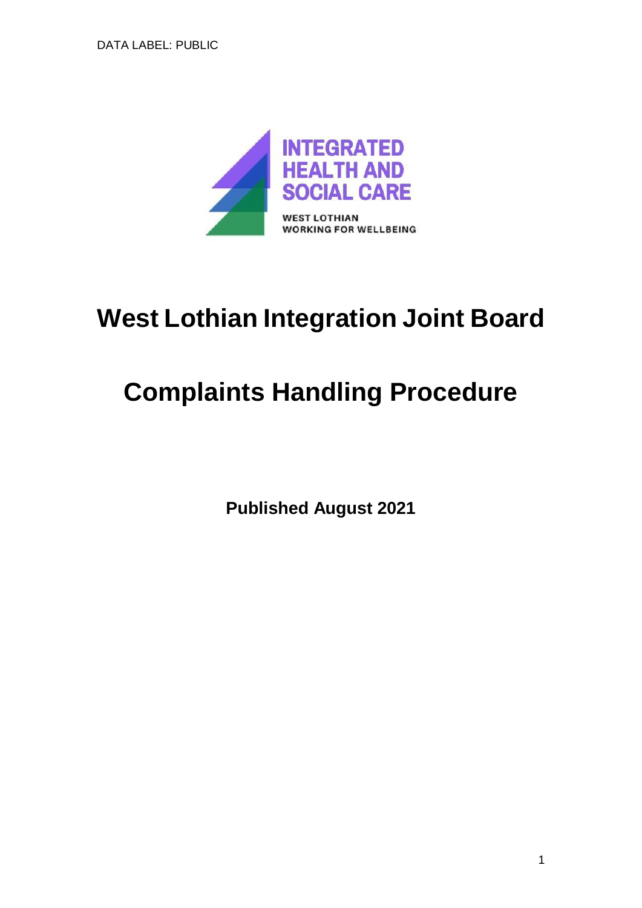DATA LABEL: PUBLIC

INTEGRATED HEALTH AND SOCIAL CARE

WEST LOTHIAN
WORKING FOR WELLBEING

# West Lothian Integration Joint Board

# Complaints Handling Procedure

**Published August 2021**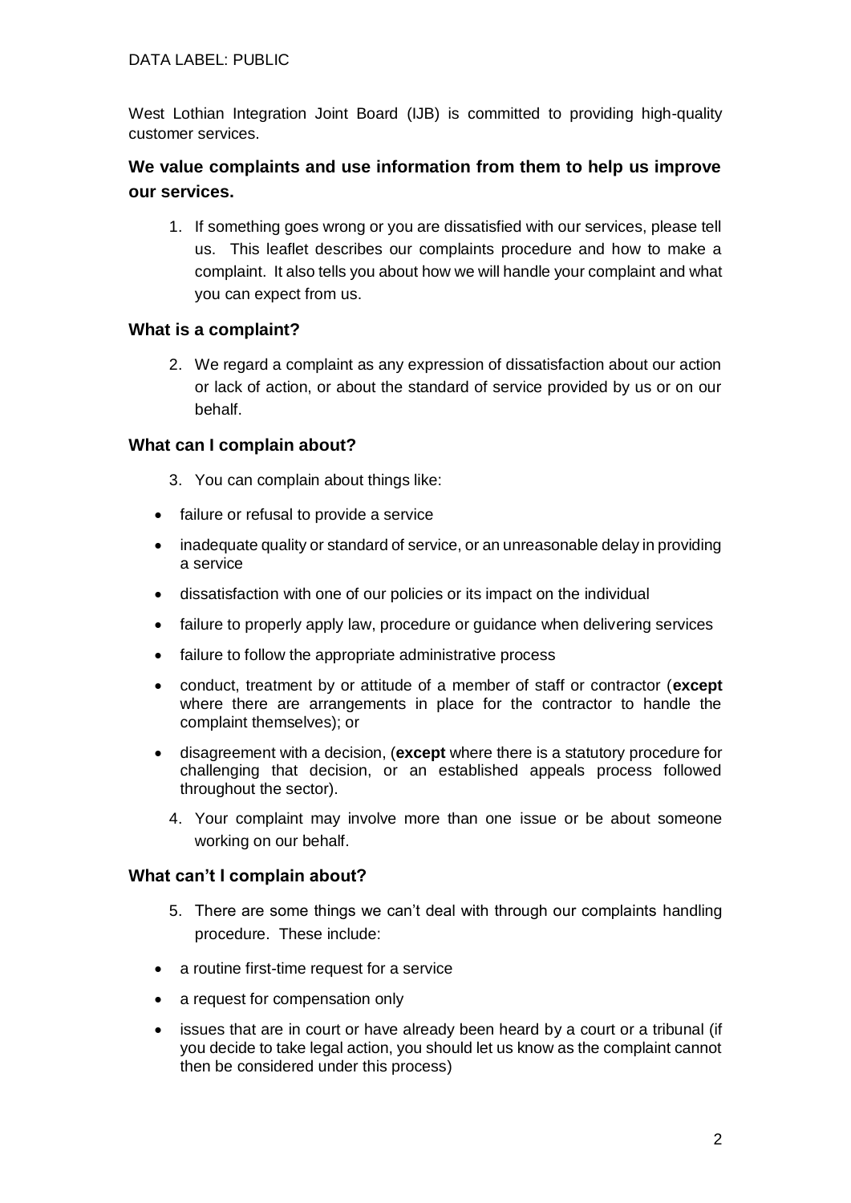West Lothian Integration Joint Board (IJB) is committed to providing high-quality customer services.

### We value complaints and use information from them to help us improve our services.

1. If something goes wrong or you are dissatisfied with our services, please tell us. This leaflet describes our complaints procedure and how to make a complaint. It also tells you about how we will handle your complaint and what you can expect from us.

### What is a complaint?

2. We regard a complaint as any expression of dissatisfaction about our action or lack of action, or about the standard of service provided by us or on our behalf.

### What can I complain about?

3. You can complain about things like:

- failure or refusal to provide a service
- inadequate quality or standard of service, or an unreasonable delay in providing a service
- dissatisfaction with one of our policies or its impact on the individual
- failure to properly apply law, procedure or guidance when delivering services
- failure to follow the appropriate administrative process
- conduct, treatment by or attitude of a member of staff or contractor (**except** where there are arrangements in place for the contractor to handle the complaint themselves); or
- disagreement with a decision, (**except** where there is a statutory procedure for challenging that decision, or an established appeals process followed throughout the sector).

4. Your complaint may involve more than one issue or be about someone working on our behalf.

### What can't I complain about?

5. There are some things we can't deal with through our complaints handling procedure. These include:

- a routine first-time request for a service
- a request for compensation only
- issues that are in court or have already been heard by a court or a tribunal (if you decide to take legal action, you should let us know as the complaint cannot then be considered under this process)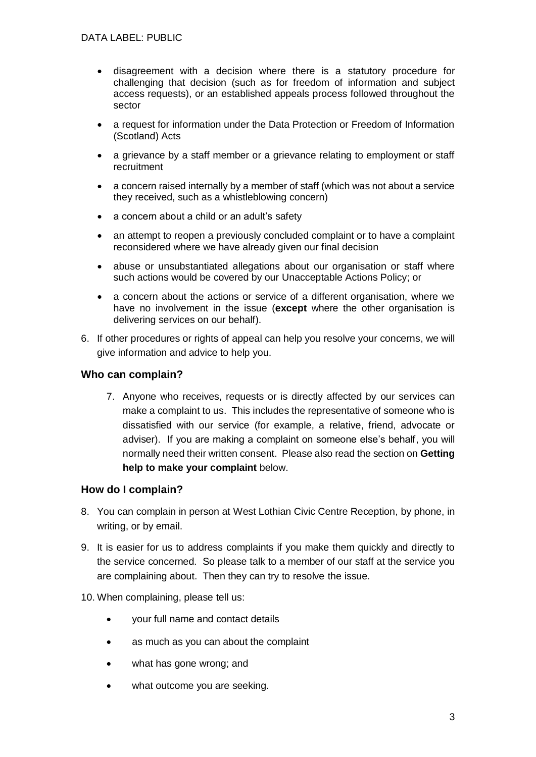- disagreement with a decision where there is a statutory procedure for challenging that decision (such as for freedom of information and subject access requests), or an established appeals process followed throughout the sector
- a request for information under the Data Protection or Freedom of Information (Scotland) Acts
- a grievance by a staff member or a grievance relating to employment or staff recruitment
- a concern raised internally by a member of staff (which was not about a service they received, such as a whistleblowing concern)
- a concern about a child or an adult's safety
- an attempt to reopen a previously concluded complaint or to have a complaint reconsidered where we have already given our final decision
- abuse or unsubstantiated allegations about our organisation or staff where such actions would be covered by our Unacceptable Actions Policy; or
- a concern about the actions or service of a different organisation, where we have no involvement in the issue (**except** where the other organisation is delivering services on our behalf).

6. If other procedures or rights of appeal can help you resolve your concerns, we will give information and advice to help you.

## Who can complain?

7. Anyone who receives, requests or is directly affected by our services can make a complaint to us. This includes the representative of someone who is dissatisfied with our service (for example, a relative, friend, advocate or adviser). If you are making a complaint on someone else's behalf, you will normally need their written consent. Please also read the section on **Getting help to make your complaint** below.

## How do I complain?

8. You can complain in person at West Lothian Civic Centre Reception, by phone, in writing, or by email.

9. It is easier for us to address complaints if you make them quickly and directly to the service concerned. So please talk to a member of our staff at the service you are complaining about. Then they can try to resolve the issue.

10. When complaining, please tell us:

    - your full name and contact details
    - as much as you can about the complaint
    - what has gone wrong; and
    - what outcome you are seeking.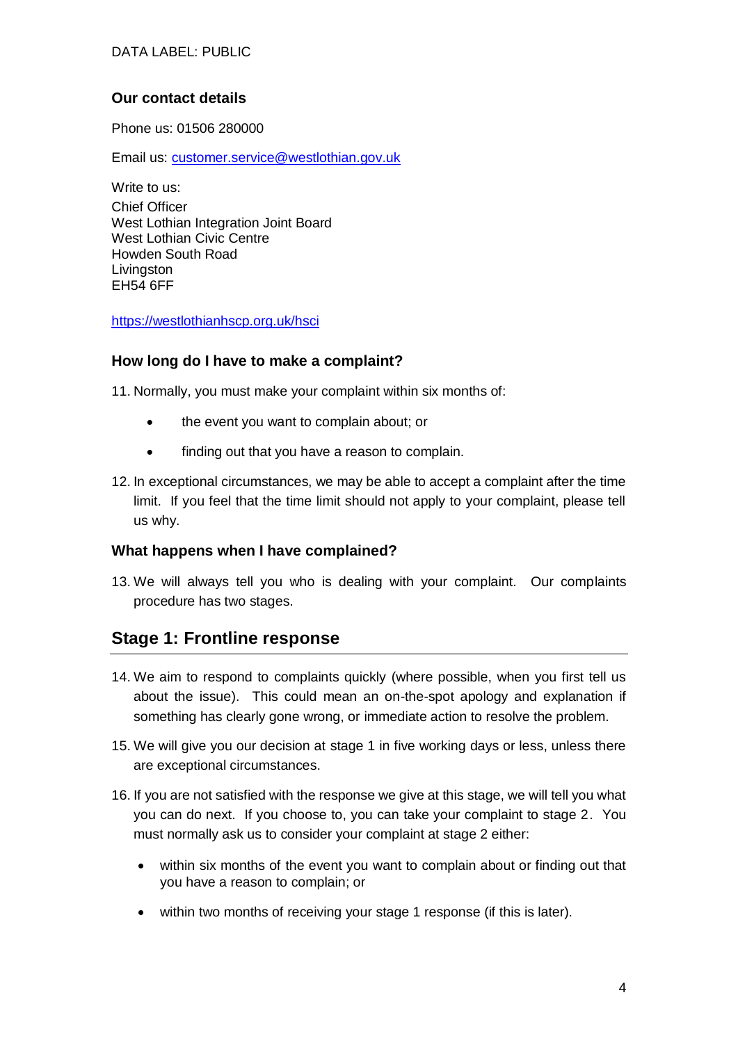### Our contact details

Phone us: 01506 280000

Email us: [customer.service@westlothian.gov.uk](mailto:customer.service@westlothian.gov.uk)

Write to us:
Chief Officer
West Lothian Integration Joint Board
West Lothian Civic Centre
Howden South Road
Livingston
EH54 6FF

[https://westlothianhscp.org.uk/hsci](https://westlothianhscp.org.uk/hsci)

### How long do I have to make a complaint?

11. Normally, you must make your complaint within six months of:
    - the event you want to complain about; or
    - finding out that you have a reason to complain.

12. In exceptional circumstances, we may be able to accept a complaint after the time limit. If you feel that the time limit should not apply to your complaint, please tell us why.

### What happens when I have complained?

13. We will always tell you who is dealing with your complaint. Our complaints procedure has two stages.

## Stage 1: Frontline response

14. We aim to respond to complaints quickly (where possible, when you first tell us about the issue). This could mean an on-the-spot apology and explanation if something has clearly gone wrong, or immediate action to resolve the problem.

15. We will give you our decision at stage 1 in five working days or less, unless there are exceptional circumstances.

16. If you are not satisfied with the response we give at this stage, we will tell you what you can do next. If you choose to, you can take your complaint to stage 2. You must normally ask us to consider your complaint at stage 2 either:
    - within six months of the event you want to complain about or finding out that you have a reason to complain; or
    - within two months of receiving your stage 1 response (if this is later).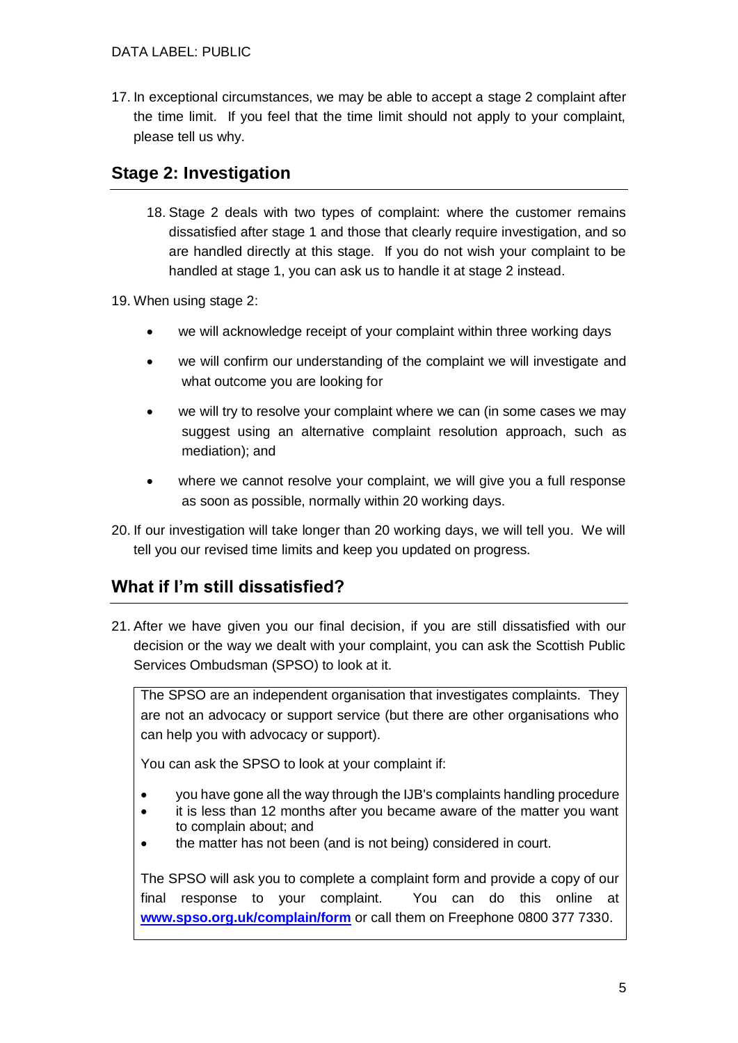17. In exceptional circumstances, we may be able to accept a stage 2 complaint after the time limit. If you feel that the time limit should not apply to your complaint, please tell us why.

## Stage 2: Investigation

18. Stage 2 deals with two types of complaint: where the customer remains dissatisfied after stage 1 and those that clearly require investigation, and so are handled directly at this stage. If you do not wish your complaint to be handled at stage 1, you can ask us to handle it at stage 2 instead.

19. When using stage 2:

- we will acknowledge receipt of your complaint within three working days
- we will confirm our understanding of the complaint we will investigate and what outcome you are looking for
- we will try to resolve your complaint where we can (in some cases we may suggest using an alternative complaint resolution approach, such as mediation); and
- where we cannot resolve your complaint, we will give you a full response as soon as possible, normally within 20 working days.

20. If our investigation will take longer than 20 working days, we will tell you. We will tell you our revised time limits and keep you updated on progress.

## What if I'm still dissatisfied?

21. After we have given you our final decision, if you are still dissatisfied with our decision or the way we dealt with your complaint, you can ask the Scottish Public Services Ombudsman (SPSO) to look at it.

The SPSO are an independent organisation that investigates complaints. They are not an advocacy or support service (but there are other organisations who can help you with advocacy or support).

You can ask the SPSO to look at your complaint if:

- you have gone all the way through the IJB's complaints handling procedure
- it is less than 12 months after you became aware of the matter you want to complain about; and
- the matter has not been (and is not being) considered in court.

The SPSO will ask you to complete a complaint form and provide a copy of our final response to your complaint. You can do this online at **www.spso.org.uk/complain/form** or call them on Freephone 0800 377 7330.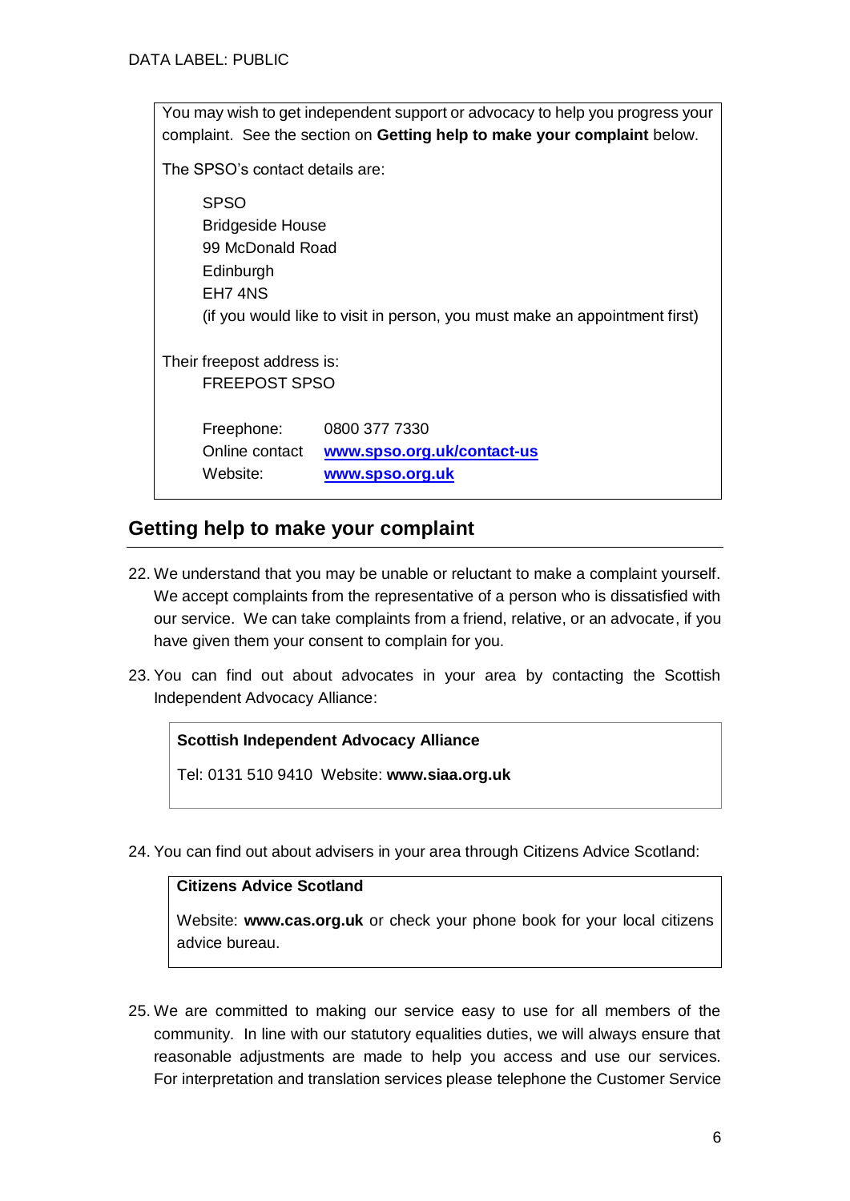DATA LABEL: PUBLIC

> You may wish to get independent support or advocacy to help you progress your complaint. See the section on **Getting help to make your complaint** below.
>
> The SPSO's contact details are:
>
> SPSO
> Bridgeside House
> 99 McDonald Road
> Edinburgh
> EH7 4NS
> (if you would like to visit in person, you must make an appointment first)
>
> Their freepost address is:
> FREEPOST SPSO
>
> Freephone: 0800 377 7330
> Online contact **www.spso.org.uk/contact-us**
> Website: **www.spso.org.uk**

## Getting help to make your complaint

22. We understand that you may be unable or reluctant to make a complaint yourself. We accept complaints from the representative of a person who is dissatisfied with our service. We can take complaints from a friend, relative, or an advocate, if you have given them your consent to complain for you.

23. You can find out about advocates in your area by contacting the Scottish Independent Advocacy Alliance:

> **Scottish Independent Advocacy Alliance**
>
> Tel: 0131 510 9410 Website: **www.siaa.org.uk**

24. You can find out about advisers in your area through Citizens Advice Scotland:

> **Citizens Advice Scotland**
>
> Website: **www.cas.org.uk** or check your phone book for your local citizens advice bureau.

25. We are committed to making our service easy to use for all members of the community. In line with our statutory equalities duties, we will always ensure that reasonable adjustments are made to help you access and use our services. For interpretation and translation services please telephone the Customer Service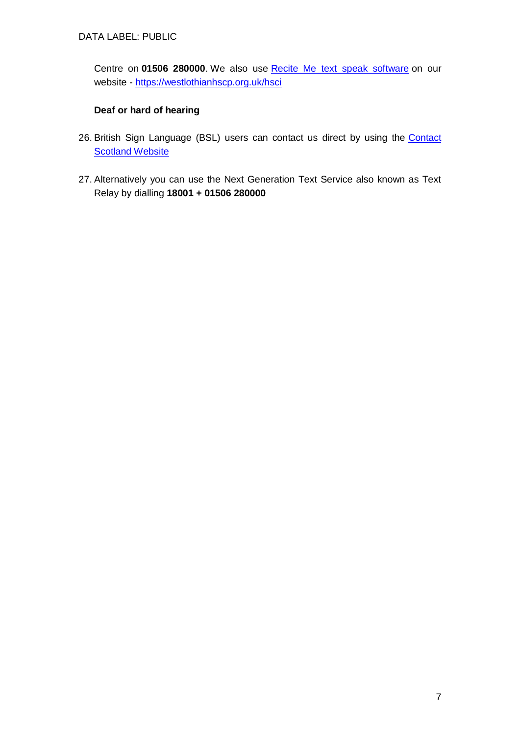Centre on **01506 280000**. We also use Recite Me text speak software on our website - https://westlothianhscp.org.uk/hsci

**Deaf or hard of hearing**

26. British Sign Language (BSL) users can contact us direct by using the Contact Scotland Website

27. Alternatively you can use the Next Generation Text Service also known as Text Relay by dialling **18001 + 01506 280000**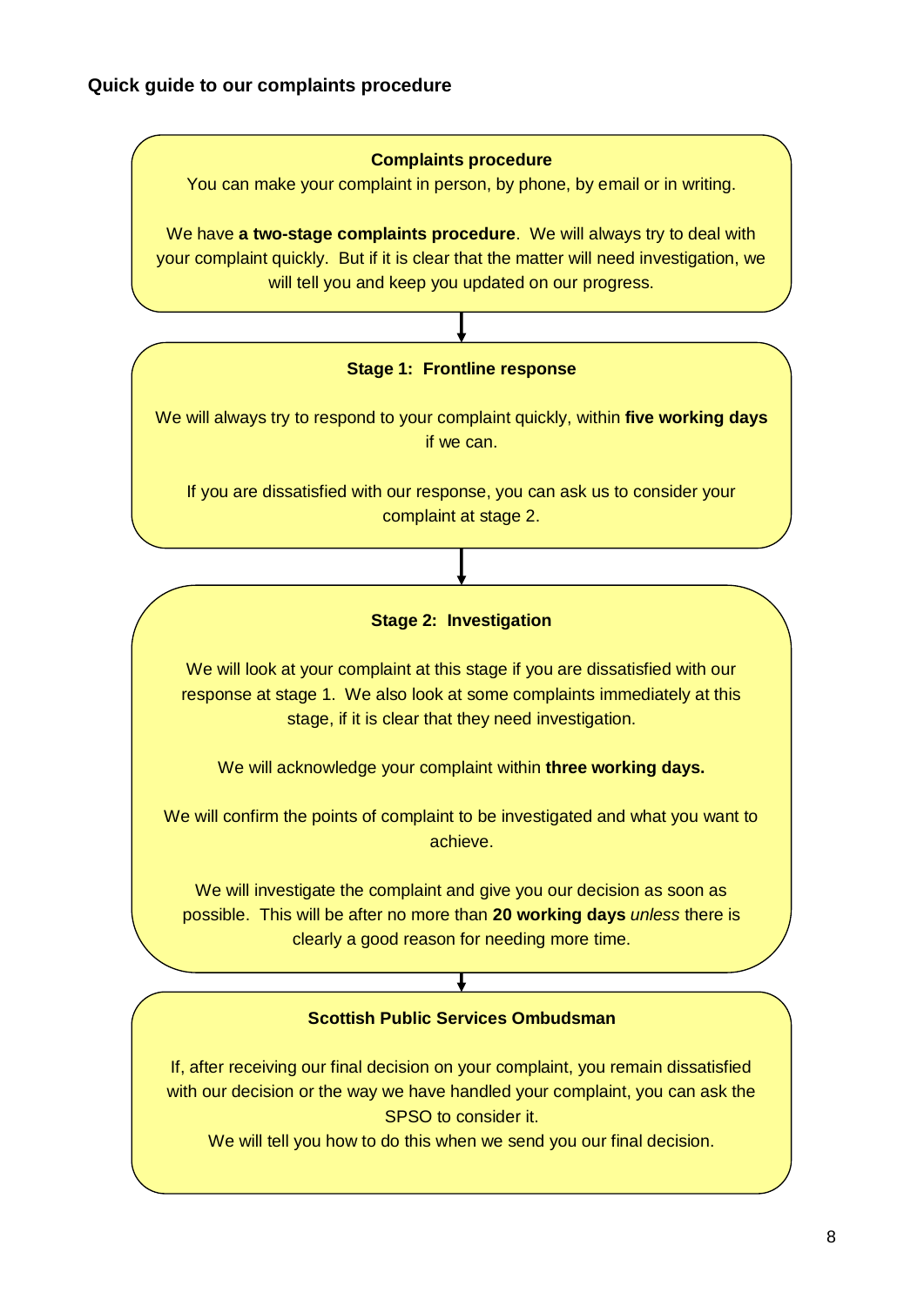**Quick guide to our complaints procedure**

**Complaints procedure**

You can make your complaint in person, by phone, by email or in writing.

We have **a two-stage complaints procedure**. We will always try to deal with your complaint quickly. But if it is clear that the matter will need investigation, we will tell you and keep you updated on our progress.

**Stage 1: Frontline response**

We will always try to respond to your complaint quickly, within **five working days** if we can.

If you are dissatisfied with our response, you can ask us to consider your complaint at stage 2.

**Stage 2: Investigation**

We will look at your complaint at this stage if you are dissatisfied with our response at stage 1. We also look at some complaints immediately at this stage, if it is clear that they need investigation.

We will acknowledge your complaint within **three working days.**

We will confirm the points of complaint to be investigated and what you want to achieve.

We will investigate the complaint and give you our decision as soon as possible. This will be after no more than **20 working days** *unless* there is clearly a good reason for needing more time.

**Scottish Public Services Ombudsman**

If, after receiving our final decision on your complaint, you remain dissatisfied with our decision or the way we have handled your complaint, you can ask the SPSO to consider it.

We will tell you how to do this when we send you our final decision.